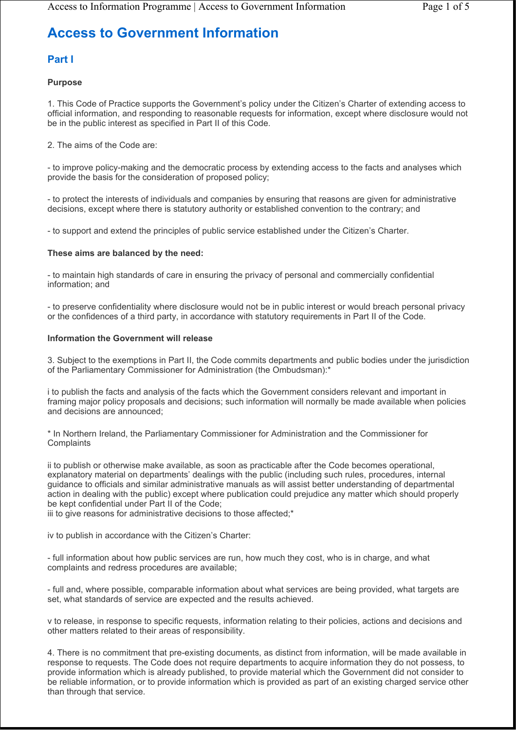# Access to Government Information

## Part I

**Purpose**

1. This Code of Practice supports the Government's policy under the Citizen's Charter of extending access to official information, and responding to reasonable requests for information, except where disclosure would not be in the public interest as specified in Part II of this Code.

2. The aims of the Code are:

- to improve policy-making and the democratic process by extending access to the facts and analyses which provide the basis for the consideration of proposed policy;

- to protect the interests of individuals and companies by ensuring that reasons are given for administrative decisions, except where there is statutory authority or established convention to the contrary; and

- to support and extend the principles of public service established under the Citizen's Charter.

**These aims are balanced by the need:**

- to maintain high standards of care in ensuring the privacy of personal and commercially confidential information; and

- to preserve confidentiality where disclosure would not be in public interest or would breach personal privacy or the confidences of a third party, in accordance with statutory requirements in Part II of the Code.

**Information the Government will release**

3. Subject to the exemptions in Part II, the Code commits departments and public bodies under the jurisdiction of the Parliamentary Commissioner for Administration (the Ombudsman):*

i to publish the facts and analysis of the facts which the Government considers relevant and important in framing major policy proposals and decisions; such information will normally be made available when policies and decisions are announced;

* In Northern Ireland, the Parliamentary Commissioner for Administration and the Commissioner for Complaints

ii to publish or otherwise make available, as soon as practicable after the Code becomes operational, explanatory material on departments' dealings with the public (including such rules, procedures, internal guidance to officials and similar administrative manuals as will assist better understanding of departmental action in dealing with the public) except where publication could prejudice any matter which should properly be kept confidential under Part II of the Code;
iii to give reasons for administrative decisions to those affected;*

iv to publish in accordance with the Citizen's Charter:

- full information about how public services are run, how much they cost, who is in charge, and what complaints and redress procedures are available;

- full and, where possible, comparable information about what services are being provided, what targets are set, what standards of service are expected and the results achieved.

v to release, in response to specific requests, information relating to their policies, actions and decisions and other matters related to their areas of responsibility.

4. There is no commitment that pre-existing documents, as distinct from information, will be made available in response to requests. The Code does not require departments to acquire information they do not possess, to provide information which is already published, to provide material which the Government did not consider to be reliable information, or to provide information which is provided as part of an existing charged service other than through that service.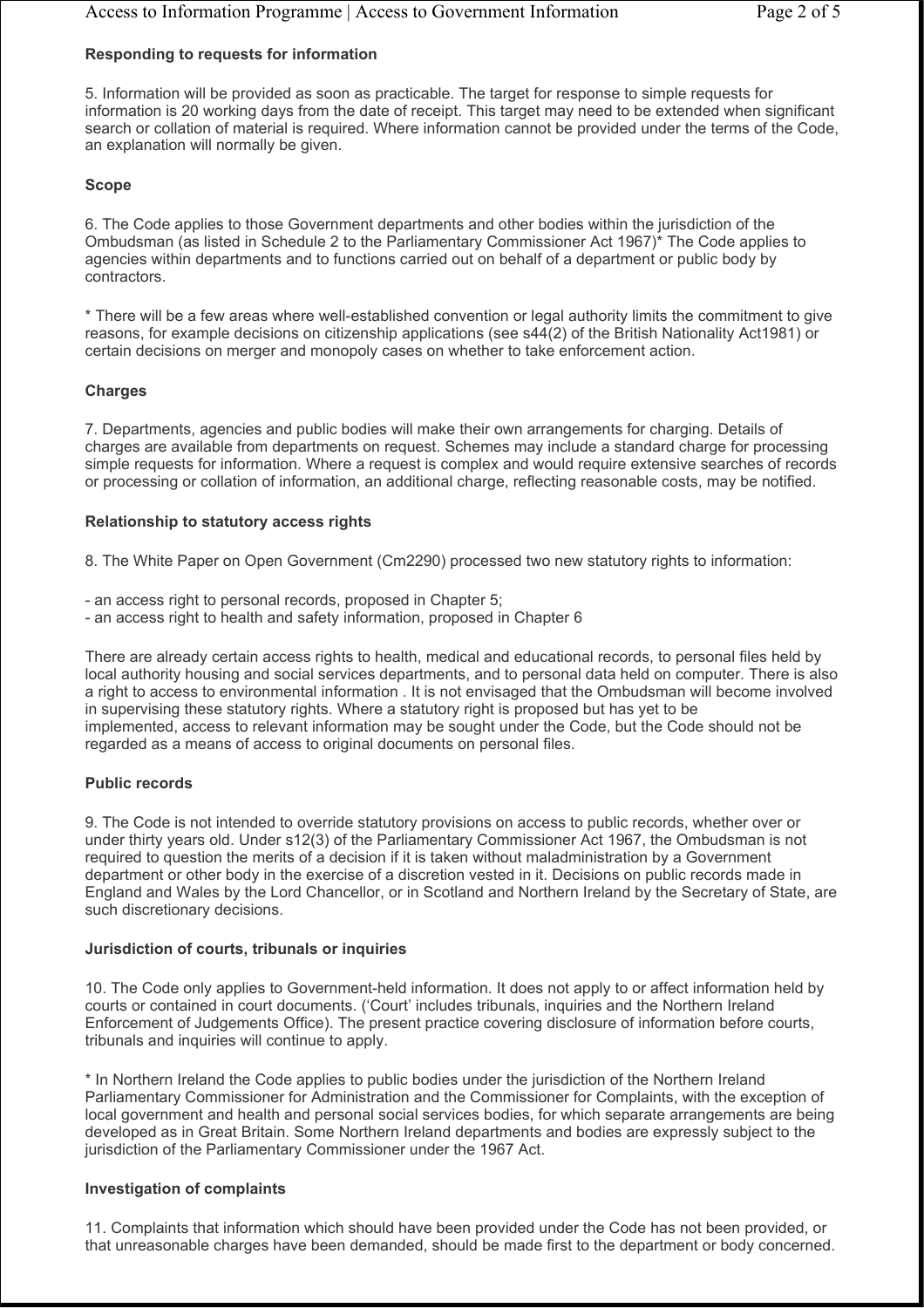**Responding to requests for information**

5. Information will be provided as soon as practicable. The target for response to simple requests for information is 20 working days from the date of receipt. This target may need to be extended when significant search or collation of material is required. Where information cannot be provided under the terms of the Code, an explanation will normally be given.

**Scope**

6. The Code applies to those Government departments and other bodies within the jurisdiction of the Ombudsman (as listed in Schedule 2 to the Parliamentary Commissioner Act 1967)* The Code applies to agencies within departments and to functions carried out on behalf of a department or public body by contractors.

* There will be a few areas where well-established convention or legal authority limits the commitment to give reasons, for example decisions on citizenship applications (see s44(2) of the British Nationality Act1981) or certain decisions on merger and monopoly cases on whether to take enforcement action.

**Charges**

7. Departments, agencies and public bodies will make their own arrangements for charging. Details of charges are available from departments on request. Schemes may include a standard charge for processing simple requests for information. Where a request is complex and would require extensive searches of records or processing or collation of information, an additional charge, reflecting reasonable costs, may be notified.

**Relationship to statutory access rights**

8. The White Paper on Open Government (Cm2290) processed two new statutory rights to information:

- an access right to personal records, proposed in Chapter 5;
- an access right to health and safety information, proposed in Chapter 6

There are already certain access rights to health, medical and educational records, to personal files held by local authority housing and social services departments, and to personal data held on computer. There is also a right to access to environmental information . It is not envisaged that the Ombudsman will become involved in supervising these statutory rights. Where a statutory right is proposed but has yet to be implemented, access to relevant information may be sought under the Code, but the Code should not be regarded as a means of access to original documents on personal files.

**Public records**

9. The Code is not intended to override statutory provisions on access to public records, whether over or under thirty years old. Under s12(3) of the Parliamentary Commissioner Act 1967, the Ombudsman is not required to question the merits of a decision if it is taken without maladministration by a Government department or other body in the exercise of a discretion vested in it. Decisions on public records made in England and Wales by the Lord Chancellor, or in Scotland and Northern Ireland by the Secretary of State, are such discretionary decisions.

**Jurisdiction of courts, tribunals or inquiries**

10. The Code only applies to Government-held information. It does not apply to or affect information held by courts or contained in court documents. ('Court' includes tribunals, inquiries and the Northern Ireland Enforcement of Judgements Office). The present practice covering disclosure of information before courts, tribunals and inquiries will continue to apply.

* In Northern Ireland the Code applies to public bodies under the jurisdiction of the Northern Ireland Parliamentary Commissioner for Administration and the Commissioner for Complaints, with the exception of local government and health and personal social services bodies, for which separate arrangements are being developed as in Great Britain. Some Northern Ireland departments and bodies are expressly subject to the jurisdiction of the Parliamentary Commissioner under the 1967 Act.

**Investigation of complaints**

11. Complaints that information which should have been provided under the Code has not been provided, or that unreasonable charges have been demanded, should be made first to the department or body concerned.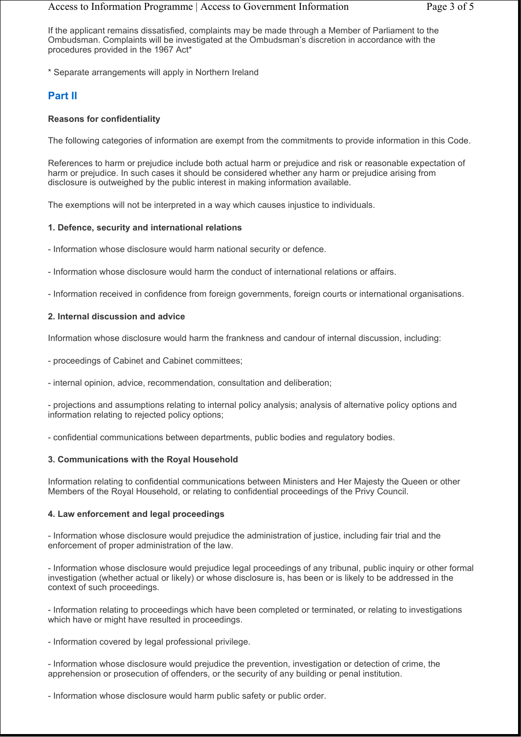If the applicant remains dissatisfied, complaints may be made through a Member of Parliament to the Ombudsman. Complaints will be investigated at the Ombudsman's discretion in accordance with the procedures provided in the 1967 Act*

* Separate arrangements will apply in Northern Ireland

## Part II

**Reasons for confidentiality**

The following categories of information are exempt from the commitments to provide information in this Code.

References to harm or prejudice include both actual harm or prejudice and risk or reasonable expectation of harm or prejudice. In such cases it should be considered whether any harm or prejudice arising from disclosure is outweighed by the public interest in making information available.

The exemptions will not be interpreted in a way which causes injustice to individuals.

**1. Defence, security and international relations**

- Information whose disclosure would harm national security or defence.

- Information whose disclosure would harm the conduct of international relations or affairs.

- Information received in confidence from foreign governments, foreign courts or international organisations.

**2. Internal discussion and advice**

Information whose disclosure would harm the frankness and candour of internal discussion, including:

- proceedings of Cabinet and Cabinet committees;

- internal opinion, advice, recommendation, consultation and deliberation;

- projections and assumptions relating to internal policy analysis; analysis of alternative policy options and information relating to rejected policy options;

- confidential communications between departments, public bodies and regulatory bodies.

**3. Communications with the Royal Household**

Information relating to confidential communications between Ministers and Her Majesty the Queen or other Members of the Royal Household, or relating to confidential proceedings of the Privy Council.

**4. Law enforcement and legal proceedings**

- Information whose disclosure would prejudice the administration of justice, including fair trial and the enforcement of proper administration of the law.

- Information whose disclosure would prejudice legal proceedings of any tribunal, public inquiry or other formal investigation (whether actual or likely) or whose disclosure is, has been or is likely to be addressed in the context of such proceedings.

- Information relating to proceedings which have been completed or terminated, or relating to investigations which have or might have resulted in proceedings.

- Information covered by legal professional privilege.

- Information whose disclosure would prejudice the prevention, investigation or detection of crime, the apprehension or prosecution of offenders, or the security of any building or penal institution.

- Information whose disclosure would harm public safety or public order.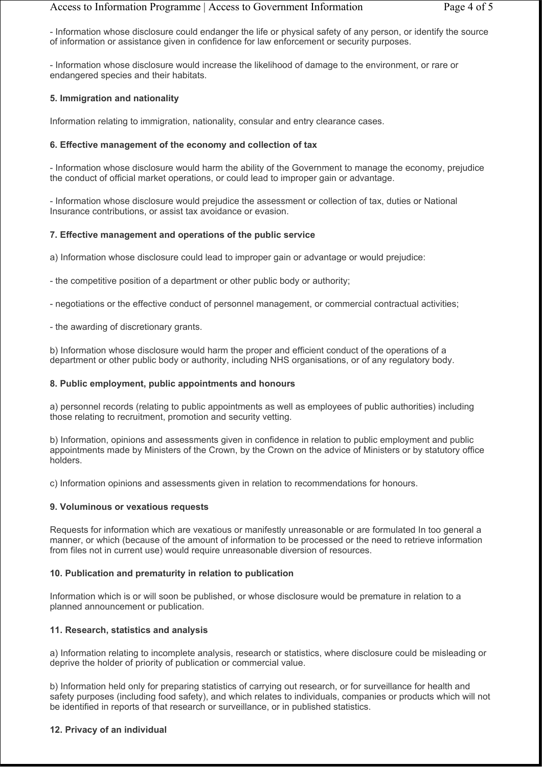- Information whose disclosure could endanger the life or physical safety of any person, or identify the source of information or assistance given in confidence for law enforcement or security purposes.

- Information whose disclosure would increase the likelihood of damage to the environment, or rare or endangered species and their habitats.

**5. Immigration and nationality**

Information relating to immigration, nationality, consular and entry clearance cases.

**6. Effective management of the economy and collection of tax**

- Information whose disclosure would harm the ability of the Government to manage the economy, prejudice the conduct of official market operations, or could lead to improper gain or advantage.

- Information whose disclosure would prejudice the assessment or collection of tax, duties or National Insurance contributions, or assist tax avoidance or evasion.

**7. Effective management and operations of the public service**

a) Information whose disclosure could lead to improper gain or advantage or would prejudice:

- the competitive position of a department or other public body or authority;

- negotiations or the effective conduct of personnel management, or commercial contractual activities;

- the awarding of discretionary grants.

b) Information whose disclosure would harm the proper and efficient conduct of the operations of a department or other public body or authority, including NHS organisations, or of any regulatory body.

**8. Public employment, public appointments and honours**

a) personnel records (relating to public appointments as well as employees of public authorities) including those relating to recruitment, promotion and security vetting.

b) Information, opinions and assessments given in confidence in relation to public employment and public appointments made by Ministers of the Crown, by the Crown on the advice of Ministers or by statutory office holders.

c) Information opinions and assessments given in relation to recommendations for honours.

**9. Voluminous or vexatious requests**

Requests for information which are vexatious or manifestly unreasonable or are formulated In too general a manner, or which (because of the amount of information to be processed or the need to retrieve information from files not in current use) would require unreasonable diversion of resources.

**10. Publication and prematurity in relation to publication**

Information which is or will soon be published, or whose disclosure would be premature in relation to a planned announcement or publication.

**11. Research, statistics and analysis**

a) Information relating to incomplete analysis, research or statistics, where disclosure could be misleading or deprive the holder of priority of publication or commercial value.

b) Information held only for preparing statistics of carrying out research, or for surveillance for health and safety purposes (including food safety), and which relates to individuals, companies or products which will not be identified in reports of that research or surveillance, or in published statistics.

**12. Privacy of an individual**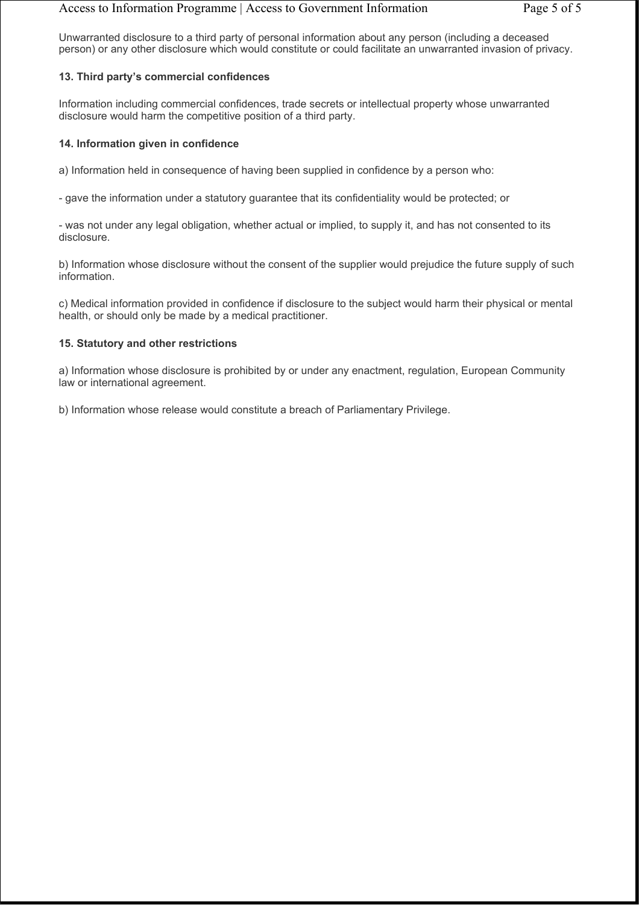Unwarranted disclosure to a third party of personal information about any person (including a deceased person) or any other disclosure which would constitute or could facilitate an unwarranted invasion of privacy.

**13. Third party's commercial confidences**

Information including commercial confidences, trade secrets or intellectual property whose unwarranted disclosure would harm the competitive position of a third party.

**14. Information given in confidence**

a) Information held in consequence of having been supplied in confidence by a person who:

- gave the information under a statutory guarantee that its confidentiality would be protected; or

- was not under any legal obligation, whether actual or implied, to supply it, and has not consented to its disclosure.

b) Information whose disclosure without the consent of the supplier would prejudice the future supply of such information.

c) Medical information provided in confidence if disclosure to the subject would harm their physical or mental health, or should only be made by a medical practitioner.

**15. Statutory and other restrictions**

a) Information whose disclosure is prohibited by or under any enactment, regulation, European Community law or international agreement.

b) Information whose release would constitute a breach of Parliamentary Privilege.